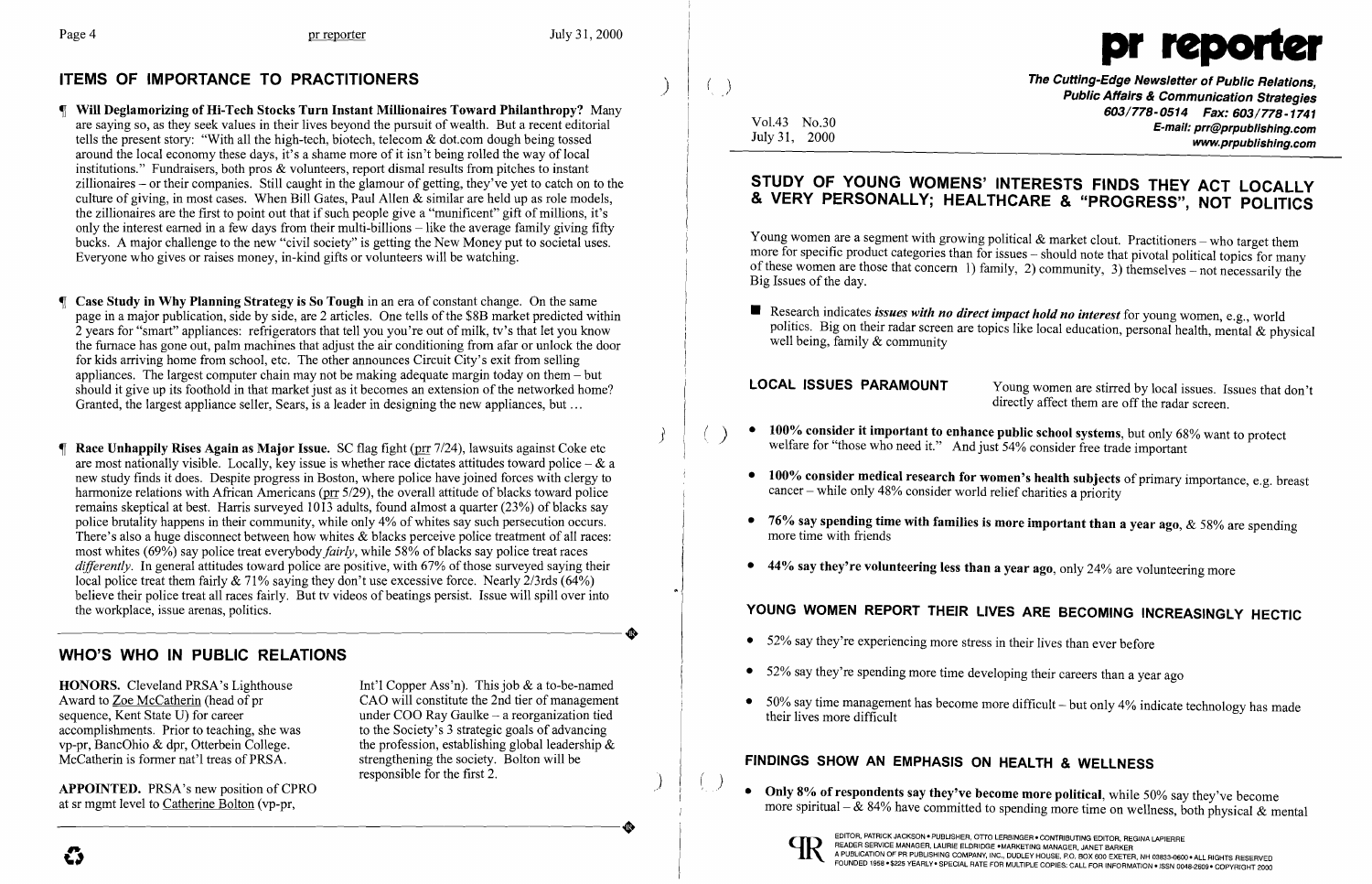## ITEMS OF IMPORTANCE TO PRACTITIONERS

¶ **Will Deglamorizing of Hi-Tech Stocks Turn Instant Millionaires Toward Philanthropy?** Many are saying so, as they seek values in their lives beyond the pursuit of wealth. But a recent editorial tells the present story: "With all the high-tech, biotech, telecom & dot.com dough being tossed around the local economy these days, it's a shame more of it isn't being rolled the way of local institutions." Fundraisers, both pros & volunteers, report dismal results from pitches to instant zillionaires – or their companies. Still caught in the glamour of getting, they've yet to catch on to the culture of giving, in most cases. When Bill Gates, Paul Allen & similar are held up as role models, the zillionaires are the first to point out that if such people give a "munificent" gift of millions, it's only the interest earned in a few days from their multi-billions – like the average family giving fifty bucks. A major challenge to the new "civil society" is getting the New Money put to societal uses. Everyone who gives or raises money, in-kind gifts or volunteers will be watching.

¶ **Case Study in Why Planning Strategy is So Tough** in an era of constant change. On the same page in a major publication, side by side, are 2 articles. One tells of the $8B market predicted within 2 years for "smart" appliances: refrigerators that tell you you're out of milk, tv's that let you know the furnace has gone out, palm machines that adjust the air conditioning from afar or unlock the door for kids arriving home from school, etc. The other announces Circuit City's exit from selling appliances. The largest computer chain may not be making adequate margin today on them – but should it give up its foothold in that market just as it becomes an extension of the networked home? Granted, the largest appliance seller, Sears, is a leader in designing the new appliances, but ...

¶ **Race Unhappily Rises Again as Major Issue.** SC flag fight (prr 7/24), lawsuits against Coke etc are most nationally visible. Locally, key issue is whether race dictates attitudes toward police – & a new study finds it does. Despite progress in Boston, where police have joined forces with clergy to harmonize relations with African Americans (prr 5/29), the overall attitude of blacks toward police remains skeptical at best. Harris surveyed 1013 adults, found almost a quarter (23%) of blacks say police brutality happens in their community, while only 4% of whites say such persecution occurs. There's also a huge disconnect between how whites & blacks perceive police treatment of all races: most whites (69%) say police treat everybody *fairly*, while 58% of blacks say police treat races *differently*. In general attitudes toward police are positive, with 67% of those surveyed saying their local police treat them fairly & 71% saying they don't use excessive force. Nearly 2/3rds (64%) believe their police treat all races fairly. But tv videos of beatings persist. Issue will spill over into the workplace, issue arenas, politics.

## WHO'S WHO IN PUBLIC RELATIONS

**HONORS.** Cleveland PRSA's Lighthouse Award to Zoe McCatherin (head of pr sequence, Kent State U) for career accomplishments. Prior to teaching, she was vp-pr, BancOhio & dpr, Otterbein College. McCatherin is former nat'l treas of PRSA.

**APPOINTED.** PRSA's new position of CPRO at sr mgmt level to Catherine Bolton (vp-pr, Int'l Copper Ass'n). This job & a to-be-named CAO will constitute the 2nd tier of management under COO Ray Gaulke – a reorganization tied to the Society's 3 strategic goals of advancing the profession, establishing global leadership & strengthening the society. Bolton will be responsible for the first 2.

# pr reporter

**The Cutting-Edge Newsletter of Public Relations, Public Affairs & Communication Strategies**
603/778-0514 Fax: 603/778-1741
E-mail: prr@prpublishing.com
www.prpublishing.com

Vol.43 No.30
July 31, 2000

## STUDY OF YOUNG WOMENS' INTERESTS FINDS THEY ACT LOCALLY & VERY PERSONALLY; HEALTHCARE & "PROGRESS", NOT POLITICS

Young women are a segment with growing political & market clout. Practitioners – who target them more for specific product categories than for issues – should note that pivotal political topics for many of these women are those that concern 1) family, 2) community, 3) themselves – not necessarily the Big Issues of the day.

- Research indicates ***issues with no direct impact hold no interest*** for young women, e.g., world politics. Big on their radar screen are topics like local education, personal health, mental & physical well being, family & community

**LOCAL ISSUES PARAMOUNT** Young women are stirred by local issues. Issues that don't directly affect them are off the radar screen.

- **100% consider it important to enhance public school systems**, but only 68% want to protect welfare for "those who need it." And just 54% consider free trade important
- **100% consider medical research for women's health subjects** of primary importance, e.g. breast cancer – while only 48% consider world relief charities a priority
- **76% say spending time with families is more important than a year ago**, & 58% are spending more time with friends
- **44% say they're volunteering less than a year ago**, only 24% are volunteering more

### YOUNG WOMEN REPORT THEIR LIVES ARE BECOMING INCREASINGLY HECTIC

- 52% say they're experiencing more stress in their lives than ever before
- 52% say they're spending more time developing their careers than a year ago
- 50% say time management has become more difficult – but only 4% indicate technology has made their lives more difficult

### FINDINGS SHOW AN EMPHASIS ON HEALTH & WELLNESS

- **Only 8% of respondents say they've become more political**, while 50% say they've become more spiritual – & 84% have committed to spending more time on wellness, both physical & mental

EDITOR, PATRICK JACKSON • PUBLISHER, OTTO LERBINGER • CONTRIBUTING EDITOR, REGINA LAPIERRE
READER SERVICE MANAGER, LAURIE ELDRIDGE • MARKETING MANAGER, JANET BARKER
A PUBLICATION OF PR PUBLISHING COMPANY, INC., DUDLEY HOUSE, P.O. BOX 600 EXETER, NH 03833-0600 • ALL RIGHTS RESERVED
FOUNDED 1958 • $225 YEARLY • SPECIAL RATE FOR MULTIPLE COPIES: CALL FOR INFORMATION • ISSN 0048-2609 • COPYRIGHT 2000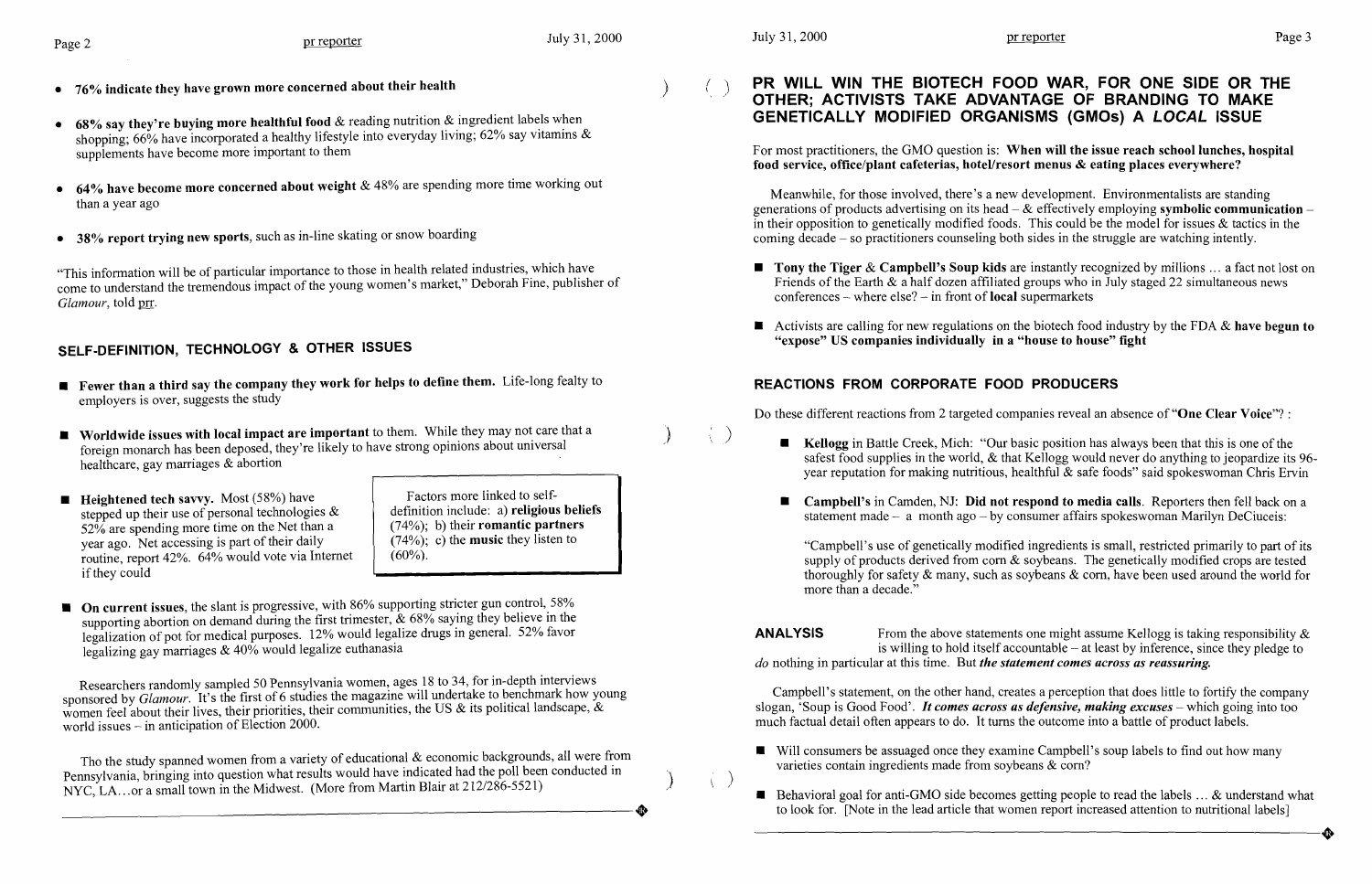- **76% indicate they have grown more concerned about their health**
- **68% say they're buying more healthful food** & reading nutrition & ingredient labels when shopping; 66% have incorporated a healthy lifestyle into everyday living; 62% say vitamins & supplements have become more important to them
- **64% have become more concerned about weight** & 48% are spending more time working out than a year ago
- **38% report trying new sports**, such as in-line skating or snow boarding

"This information will be of particular importance to those in health related industries, which have come to understand the tremendous impact of the young women's market," Deborah Fine, publisher of *Glamour*, told prr.

## SELF-DEFINITION, TECHNOLOGY & OTHER ISSUES

- **Fewer than a third say the company they work for helps to define them.** Life-long fealty to employers is over, suggests the study
- **Worldwide issues with local impact are important** to them. While they may not care that a foreign monarch has been deposed, they're likely to have strong opinions about universal healthcare, gay marriages & abortion
- **Heightened tech savvy.** Most (58%) have stepped up their use of personal technologies & 52% are spending more time on the Net than a year ago. Net accessing is part of their daily routine, report 42%. 64% would vote via Internet if they could

> Factors more linked to self-definition include: a) **religious beliefs** (74%); b) their **romantic partners** (74%); c) the **music** they listen to (60%).

- **On current issues**, the slant is progressive, with 86% supporting stricter gun control, 58% supporting abortion on demand during the first trimester, & 68% saying they believe in the legalization of pot for medical purposes. 12% would legalize drugs in general. 52% favor legalizing gay marriages & 40% would legalize euthanasia

Researchers randomly sampled 50 Pennsylvania women, ages 18 to 34, for in-depth interviews sponsored by *Glamour*. It's the first of 6 studies the magazine will undertake to benchmark how young women feel about their lives, their priorities, their communities, the US & its political landscape, & world issues – in anticipation of Election 2000.

Tho the study spanned women from a variety of educational & economic backgrounds, all were from Pennsylvania, bringing into question what results would have indicated had the poll been conducted in NYC, LA…or a small town in the Midwest. (More from Martin Blair at 212/286-5521)

# PR WILL WIN THE BIOTECH FOOD WAR, FOR ONE SIDE OR THE OTHER; ACTIVISTS TAKE ADVANTAGE OF BRANDING TO MAKE GENETICALLY MODIFIED ORGANISMS (GMOs) A *LOCAL* ISSUE

For most practitioners, the GMO question is: **When will the issue reach school lunches, hospital food service, office/plant cafeterias, hotel/resort menus & eating places everywhere?**

Meanwhile, for those involved, there's a new development. Environmentalists are standing generations of products advertising on its head – & effectively employing **symbolic communication** – in their opposition to genetically modified foods. This could be the model for issues & tactics in the coming decade – so practitioners counseling both sides in the struggle are watching intently.

- **Tony the Tiger & Campbell's Soup kids** are instantly recognized by millions … a fact not lost on Friends of the Earth & a half dozen affiliated groups who in July staged 22 simultaneous news conferences – where else? – in front of **local** supermarkets
- Activists are calling for new regulations on the biotech food industry by the FDA & **have begun to "expose" US companies individually in a "house to house" fight**

## REACTIONS FROM CORPORATE FOOD PRODUCERS

Do these different reactions from 2 targeted companies reveal an absence of **"One Clear Voice"**? :

- **Kellogg** in Battle Creek, Mich: "Our basic position has always been that this is one of the safest food supplies in the world, & that Kellogg would never do anything to jeopardize its 96-year reputation for making nutritious, healthful & safe foods" said spokeswoman Chris Ervin
- **Campbell's** in Camden, NJ: **Did not respond to media calls**. Reporters then fell back on a statement made – a month ago – by consumer affairs spokeswoman Marilyn DeCiuceis:

  "Campbell's use of genetically modified ingredients is small, restricted primarily to part of its supply of products derived from corn & soybeans. The genetically modified crops are tested thoroughly for safety & many, such as soybeans & corn, have been used around the world for more than a decade."

**ANALYSIS** From the above statements one might assume Kellogg is taking responsibility & is willing to hold itself accountable – at least by inference, since they pledge to *do* nothing in particular at this time. But ***the statement comes across as reassuring.***

Campbell's statement, on the other hand, creates a perception that does little to fortify the company slogan, 'Soup is Good Food'. ***It comes across as defensive, making excuses*** – which going into too much factual detail often appears to do. It turns the outcome into a battle of product labels.

- Will consumers be assuaged once they examine Campbell's soup labels to find out how many varieties contain ingredients made from soybeans & corn?
- Behavioral goal for anti-GMO side becomes getting people to read the labels … & understand what to look for. [Note in the lead article that women report increased attention to nutritional labels]